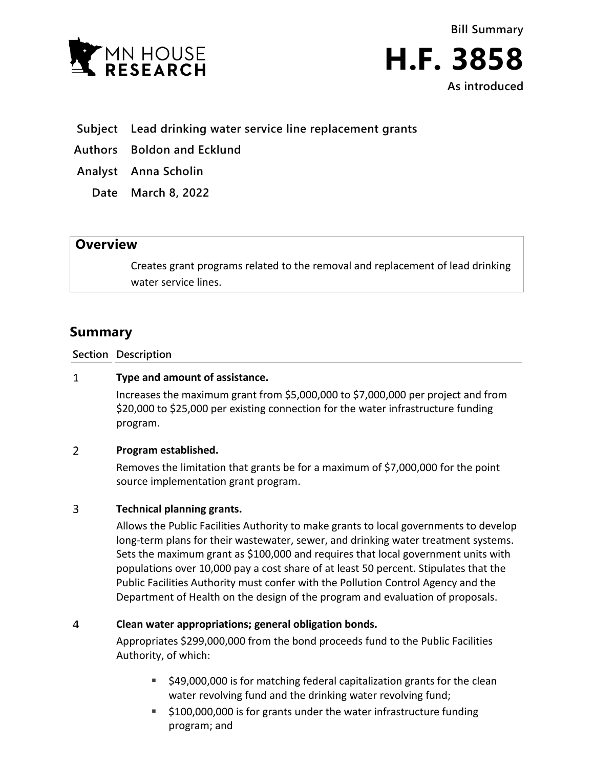MN HOUSE RESEARCH

Bill Summary

# H.F. 3858

As introduced

**Subject** Lead drinking water service line replacement grants

**Authors** Boldon and Ecklund

**Analyst** Anna Scholin

**Date** March 8, 2022

## Overview

Creates grant programs related to the removal and replacement of lead drinking water service lines.

## Summary

| Section | Description |
|---|---|
| 1 | **Type and amount of assistance.**<br>Increases the maximum grant from $5,000,000 to $7,000,000 per project and from $20,000 to $25,000 per existing connection for the water infrastructure funding program. |
| 2 | **Program established.**<br>Removes the limitation that grants be for a maximum of $7,000,000 for the point source implementation grant program. |
| 3 | **Technical planning grants.**<br>Allows the Public Facilities Authority to make grants to local governments to develop long-term plans for their wastewater, sewer, and drinking water treatment systems. Sets the maximum grant as $100,000 and requires that local government units with populations over 10,000 pay a cost share of at least 50 percent. Stipulates that the Public Facilities Authority must confer with the Pollution Control Agency and the Department of Health on the design of the program and evaluation of proposals. |
| 4 | **Clean water appropriations; general obligation bonds.**<br>Appropriates $299,000,000 from the bond proceeds fund to the Public Facilities Authority, of which:<br>▪ $49,000,000 is for matching federal capitalization grants for the clean water revolving fund and the drinking water revolving fund;<br>▪ $100,000,000 is for grants under the water infrastructure funding program; and |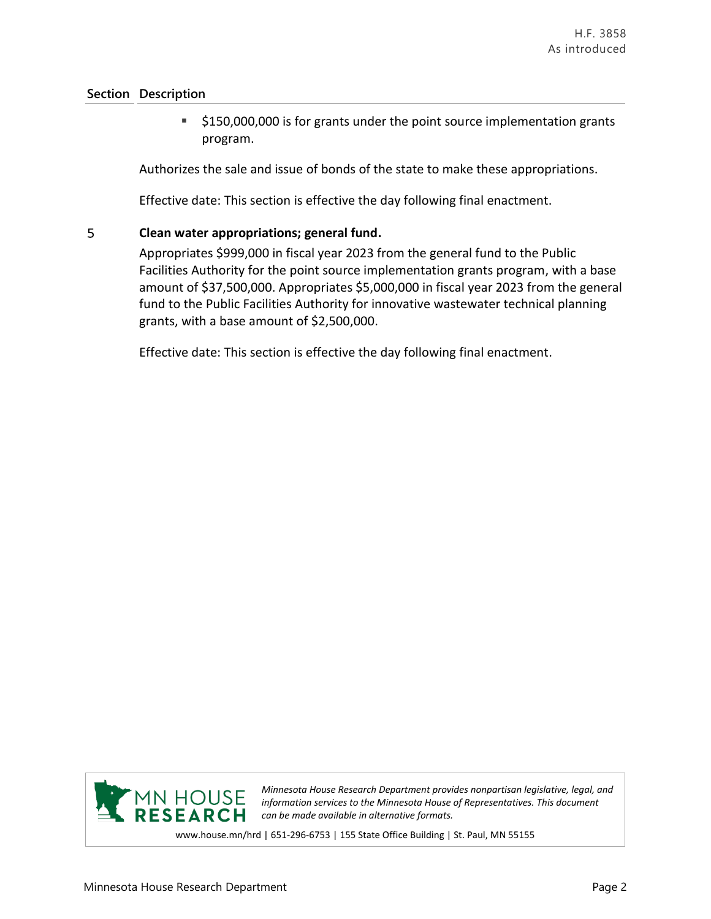| Section | Description |
|---|---|
| | ▪ $150,000,000 is for grants under the point source implementation grants program.<br><br>Authorizes the sale and issue of bonds of the state to make these appropriations.<br><br>Effective date: This section is effective the day following final enactment. |
| 5 | **Clean water appropriations; general fund.**<br><br>Appropriates $999,000 in fiscal year 2023 from the general fund to the Public Facilities Authority for the point source implementation grants program, with a base amount of $37,500,000. Appropriates $5,000,000 in fiscal year 2023 from the general fund to the Public Facilities Authority for innovative wastewater technical planning grants, with a base amount of $2,500,000.<br><br>Effective date: This section is effective the day following final enactment. |

MN HOUSE RESEARCH

*Minnesota House Research Department provides nonpartisan legislative, legal, and information services to the Minnesota House of Representatives. This document can be made available in alternative formats.*

www.house.mn/hrd | 651-296-6753 | 155 State Office Building | St. Paul, MN 55155